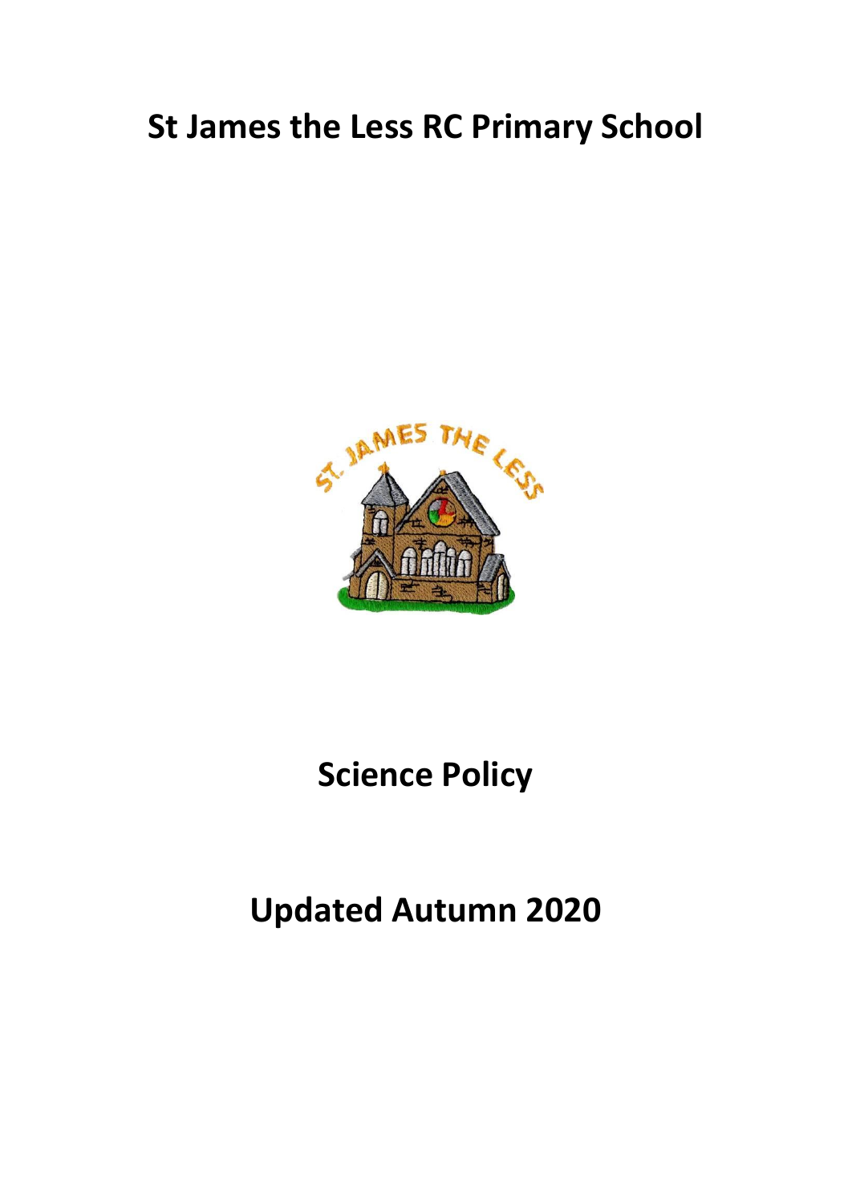# St James the Less RC Primary School

# Science Policy

# Updated Autumn 2020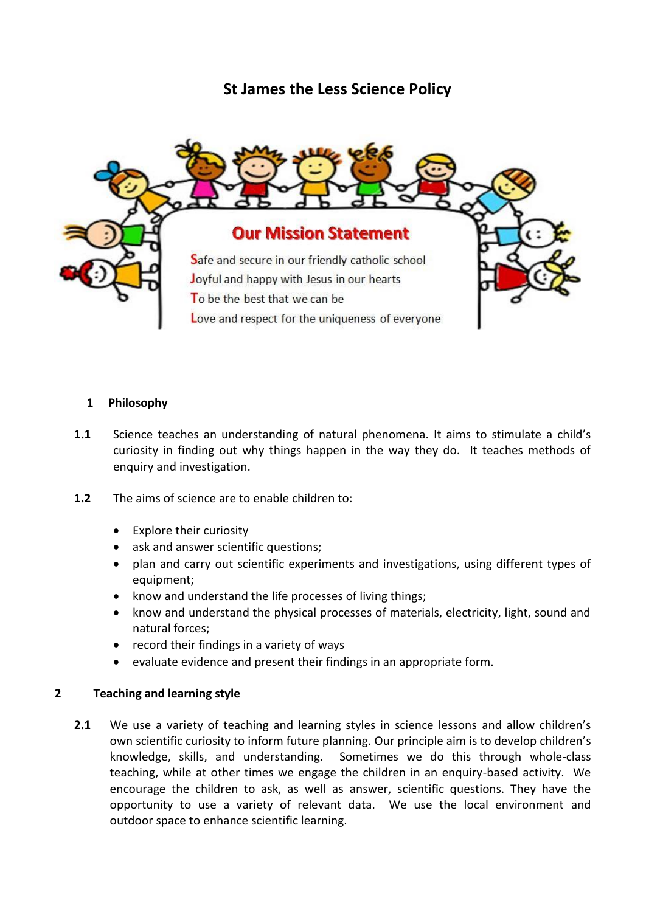# St James the Less Science Policy

**Our Mission Statement**

Safe and secure in our friendly catholic school
Joyful and happy with Jesus in our hearts
To be the best that we can be
Love and respect for the uniqueness of everyone

## 1 Philosophy

**1.1** Science teaches an understanding of natural phenomena. It aims to stimulate a child's curiosity in finding out why things happen in the way they do. It teaches methods of enquiry and investigation.

**1.2** The aims of science are to enable children to:

- Explore their curiosity
- ask and answer scientific questions;
- plan and carry out scientific experiments and investigations, using different types of equipment;
- know and understand the life processes of living things;
- know and understand the physical processes of materials, electricity, light, sound and natural forces;
- record their findings in a variety of ways
- evaluate evidence and present their findings in an appropriate form.

## 2 Teaching and learning style

**2.1** We use a variety of teaching and learning styles in science lessons and allow children's own scientific curiosity to inform future planning. Our principle aim is to develop children's knowledge, skills, and understanding. Sometimes we do this through whole-class teaching, while at other times we engage the children in an enquiry-based activity. We encourage the children to ask, as well as answer, scientific questions. They have the opportunity to use a variety of relevant data. We use the local environment and outdoor space to enhance scientific learning.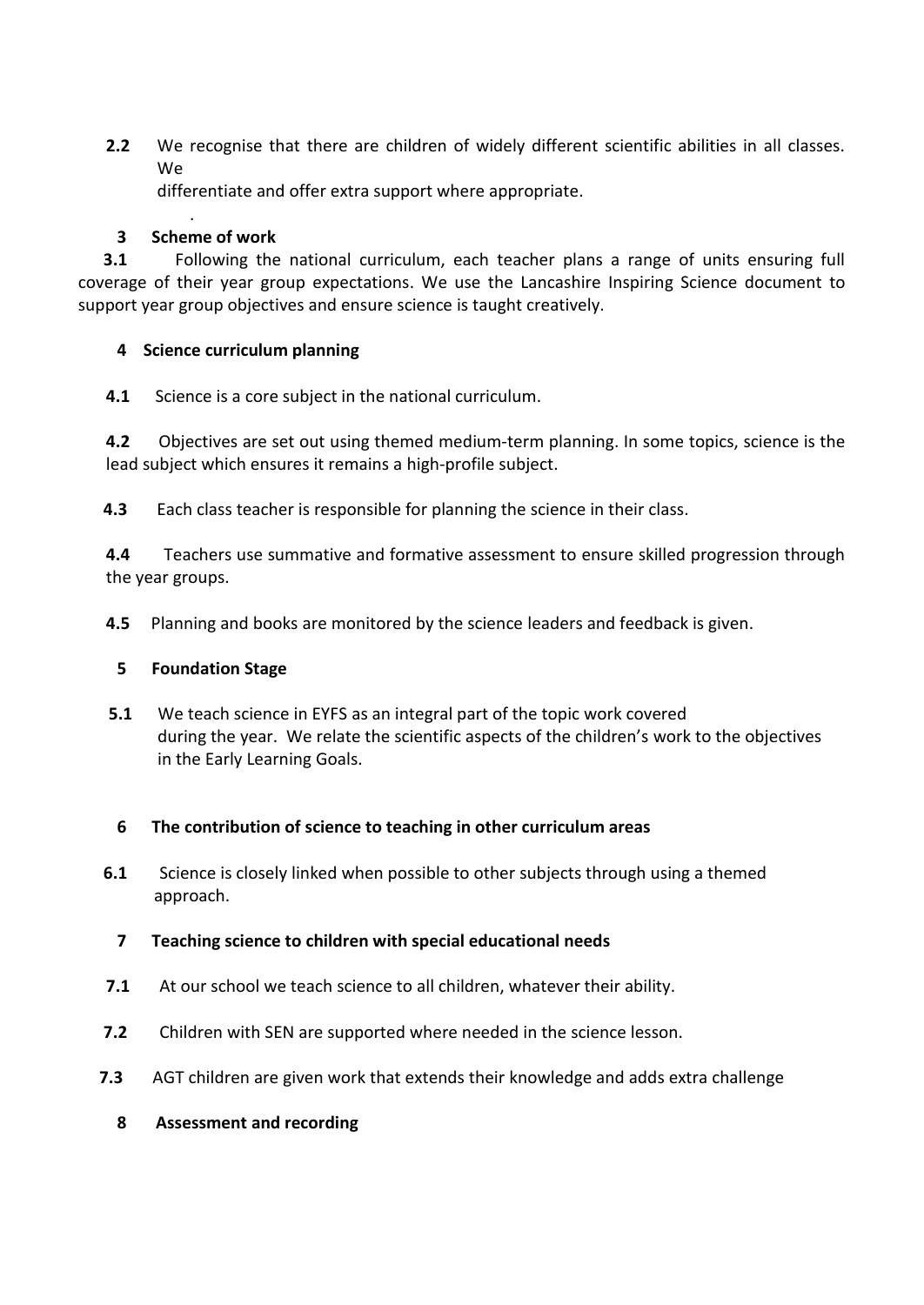**2.2** We recognise that there are children of widely different scientific abilities in all classes. We differentiate and offer extra support where appropriate.

.

## 3 Scheme of work

**3.1** Following the national curriculum, each teacher plans a range of units ensuring full coverage of their year group expectations. We use the Lancashire Inspiring Science document to support year group objectives and ensure science is taught creatively.

## 4 Science curriculum planning

**4.1** Science is a core subject in the national curriculum.

**4.2** Objectives are set out using themed medium-term planning. In some topics, science is the lead subject which ensures it remains a high-profile subject.

**4.3** Each class teacher is responsible for planning the science in their class.

**4.4** Teachers use summative and formative assessment to ensure skilled progression through the year groups.

**4.5** Planning and books are monitored by the science leaders and feedback is given.

## 5 Foundation Stage

**5.1** We teach science in EYFS as an integral part of the topic work covered during the year. We relate the scientific aspects of the children's work to the objectives in the Early Learning Goals.

## 6 The contribution of science to teaching in other curriculum areas

**6.1** Science is closely linked when possible to other subjects through using a themed approach.

## 7 Teaching science to children with special educational needs

**7.1** At our school we teach science to all children, whatever their ability.

**7.2** Children with SEN are supported where needed in the science lesson.

**7.3** AGT children are given work that extends their knowledge and adds extra challenge

## 8 Assessment and recording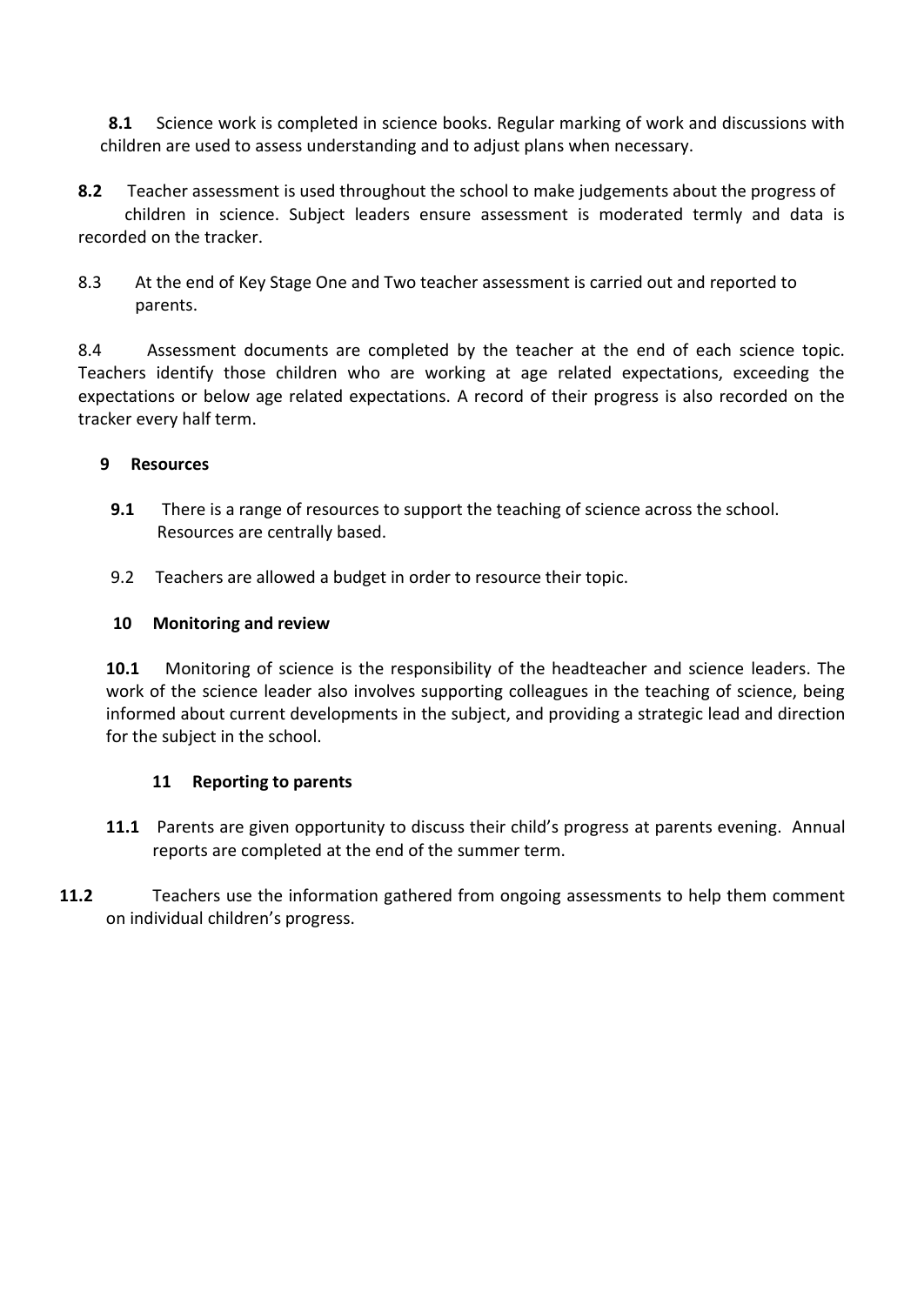**8.1** Science work is completed in science books. Regular marking of work and discussions with children are used to assess understanding and to adjust plans when necessary.

**8.2** Teacher assessment is used throughout the school to make judgements about the progress of children in science. Subject leaders ensure assessment is moderated termly and data is recorded on the tracker.

8.3 At the end of Key Stage One and Two teacher assessment is carried out and reported to parents.

8.4 Assessment documents are completed by the teacher at the end of each science topic. Teachers identify those children who are working at age related expectations, exceeding the expectations or below age related expectations. A record of their progress is also recorded on the tracker every half term.

## 9 Resources

**9.1** There is a range of resources to support the teaching of science across the school. Resources are centrally based.

9.2 Teachers are allowed a budget in order to resource their topic.

## 10 Monitoring and review

**10.1** Monitoring of science is the responsibility of the headteacher and science leaders. The work of the science leader also involves supporting colleagues in the teaching of science, being informed about current developments in the subject, and providing a strategic lead and direction for the subject in the school.

## 11 Reporting to parents

**11.1** Parents are given opportunity to discuss their child's progress at parents evening. Annual reports are completed at the end of the summer term.

**11.2** Teachers use the information gathered from ongoing assessments to help them comment on individual children's progress.